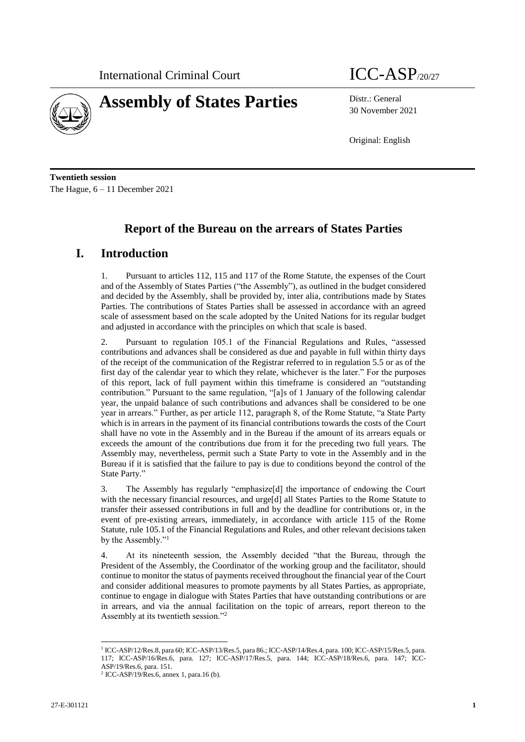International Criminal Court

# Assembly of States Parties

ICC-ASP/20/27

Distr.: General
30 November 2021

Original: English

**Twentieth session**
The Hague, 6 – 11 December 2021

## Report of the Bureau on the arrears of States Parties

## I. Introduction

1. Pursuant to articles 112, 115 and 117 of the Rome Statute, the expenses of the Court and of the Assembly of States Parties ("the Assembly"), as outlined in the budget considered and decided by the Assembly, shall be provided by, inter alia, contributions made by States Parties. The contributions of States Parties shall be assessed in accordance with an agreed scale of assessment based on the scale adopted by the United Nations for its regular budget and adjusted in accordance with the principles on which that scale is based.

2. Pursuant to regulation 105.1 of the Financial Regulations and Rules, "assessed contributions and advances shall be considered as due and payable in full within thirty days of the receipt of the communication of the Registrar referred to in regulation 5.5 or as of the first day of the calendar year to which they relate, whichever is the later." For the purposes of this report, lack of full payment within this timeframe is considered an "outstanding contribution." Pursuant to the same regulation, "[a]s of 1 January of the following calendar year, the unpaid balance of such contributions and advances shall be considered to be one year in arrears." Further, as per article 112, paragraph 8, of the Rome Statute, "a State Party which is in arrears in the payment of its financial contributions towards the costs of the Court shall have no vote in the Assembly and in the Bureau if the amount of its arrears equals or exceeds the amount of the contributions due from it for the preceding two full years. The Assembly may, nevertheless, permit such a State Party to vote in the Assembly and in the Bureau if it is satisfied that the failure to pay is due to conditions beyond the control of the State Party."

3. The Assembly has regularly "emphasize[d] the importance of endowing the Court with the necessary financial resources, and urge[d] all States Parties to the Rome Statute to transfer their assessed contributions in full and by the deadline for contributions or, in the event of pre-existing arrears, immediately, in accordance with article 115 of the Rome Statute, rule 105.1 of the Financial Regulations and Rules, and other relevant decisions taken by the Assembly."[1]

4. At its nineteenth session, the Assembly decided "that the Bureau, through the President of the Assembly, the Coordinator of the working group and the facilitator, should continue to monitor the status of payments received throughout the financial year of the Court and consider additional measures to promote payments by all States Parties, as appropriate, continue to engage in dialogue with States Parties that have outstanding contributions or are in arrears, and via the annual facilitation on the topic of arrears, report thereon to the Assembly at its twentieth session."[2]

---

[1] ICC-ASP/12/Res.8, para 60; ICC-ASP/13/Res.5, para 86.; ICC-ASP/14/Res.4, para. 100; ICC-ASP/15/Res.5, para. 117; ICC-ASP/16/Res.6, para. 127; ICC-ASP/17/Res.5, para. 144; ICC-ASP/18/Res.6, para. 147; ICC-ASP/19/Res.6, para. 151.

[2] ICC-ASP/19/Res.6, annex 1, para.16 (b).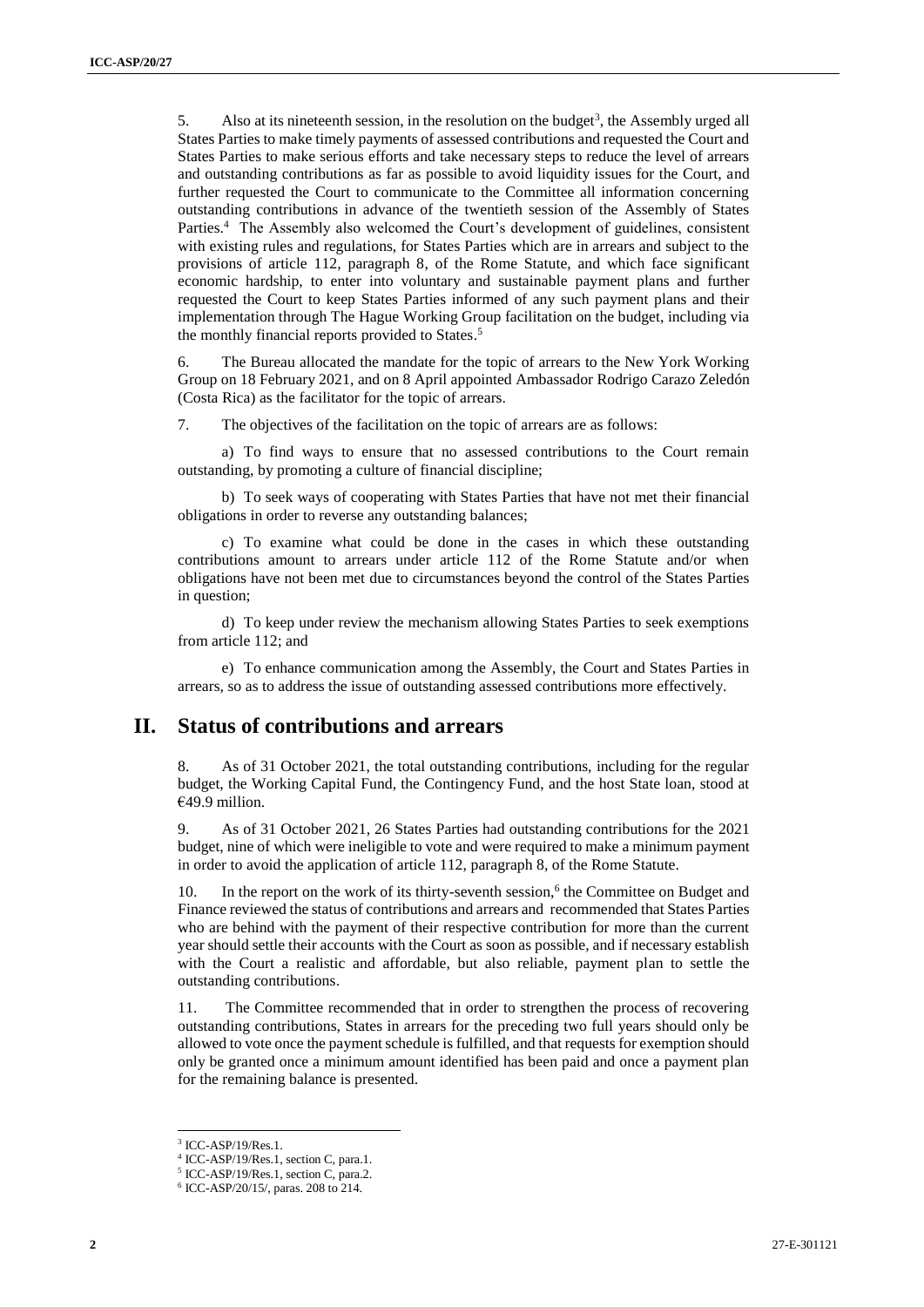5. Also at its nineteenth session, in the resolution on the budget[3], the Assembly urged all States Parties to make timely payments of assessed contributions and requested the Court and States Parties to make serious efforts and take necessary steps to reduce the level of arrears and outstanding contributions as far as possible to avoid liquidity issues for the Court, and further requested the Court to communicate to the Committee all information concerning outstanding contributions in advance of the twentieth session of the Assembly of States Parties.[4] The Assembly also welcomed the Court's development of guidelines, consistent with existing rules and regulations, for States Parties which are in arrears and subject to the provisions of article 112, paragraph 8, of the Rome Statute, and which face significant economic hardship, to enter into voluntary and sustainable payment plans and further requested the Court to keep States Parties informed of any such payment plans and their implementation through The Hague Working Group facilitation on the budget, including via the monthly financial reports provided to States.[5]

6. The Bureau allocated the mandate for the topic of arrears to the New York Working Group on 18 February 2021, and on 8 April appointed Ambassador Rodrigo Carazo Zeledón (Costa Rica) as the facilitator for the topic of arrears.

7. The objectives of the facilitation on the topic of arrears are as follows:

a) To find ways to ensure that no assessed contributions to the Court remain outstanding, by promoting a culture of financial discipline;

b) To seek ways of cooperating with States Parties that have not met their financial obligations in order to reverse any outstanding balances;

c) To examine what could be done in the cases in which these outstanding contributions amount to arrears under article 112 of the Rome Statute and/or when obligations have not been met due to circumstances beyond the control of the States Parties in question;

d) To keep under review the mechanism allowing States Parties to seek exemptions from article 112; and

e) To enhance communication among the Assembly, the Court and States Parties in arrears, so as to address the issue of outstanding assessed contributions more effectively.

## II. Status of contributions and arrears

8. As of 31 October 2021, the total outstanding contributions, including for the regular budget, the Working Capital Fund, the Contingency Fund, and the host State loan, stood at €49.9 million.

9. As of 31 October 2021, 26 States Parties had outstanding contributions for the 2021 budget, nine of which were ineligible to vote and were required to make a minimum payment in order to avoid the application of article 112, paragraph 8, of the Rome Statute.

10. In the report on the work of its thirty-seventh session,[6] the Committee on Budget and Finance reviewed the status of contributions and arrears and recommended that States Parties who are behind with the payment of their respective contribution for more than the current year should settle their accounts with the Court as soon as possible, and if necessary establish with the Court a realistic and affordable, but also reliable, payment plan to settle the outstanding contributions.

11. The Committee recommended that in order to strengthen the process of recovering outstanding contributions, States in arrears for the preceding two full years should only be allowed to vote once the payment schedule is fulfilled, and that requests for exemption should only be granted once a minimum amount identified has been paid and once a payment plan for the remaining balance is presented.

[3] ICC-ASP/19/Res.1.
[4] ICC-ASP/19/Res.1, section C, para.1.
[5] ICC-ASP/19/Res.1, section C, para.2.
[6] ICC-ASP/20/15/, paras. 208 to 214.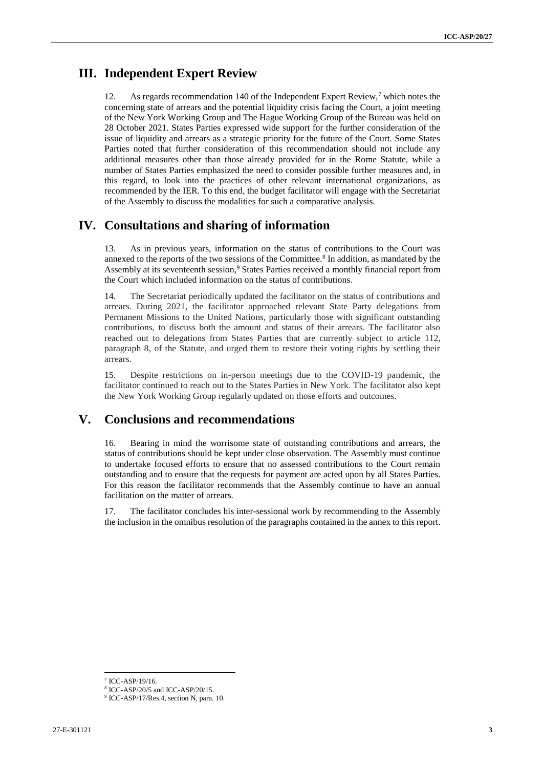## III. Independent Expert Review

12. As regards recommendation 140 of the Independent Expert Review,[7] which notes the concerning state of arrears and the potential liquidity crisis facing the Court, a joint meeting of the New York Working Group and The Hague Working Group of the Bureau was held on 28 October 2021. States Parties expressed wide support for the further consideration of the issue of liquidity and arrears as a strategic priority for the future of the Court. Some States Parties noted that further consideration of this recommendation should not include any additional measures other than those already provided for in the Rome Statute, while a number of States Parties emphasized the need to consider possible further measures and, in this regard, to look into the practices of other relevant international organizations, as recommended by the IER. To this end, the budget facilitator will engage with the Secretariat of the Assembly to discuss the modalities for such a comparative analysis.

## IV. Consultations and sharing of information

13. As in previous years, information on the status of contributions to the Court was annexed to the reports of the two sessions of the Committee.[8] In addition, as mandated by the Assembly at its seventeenth session,[9] States Parties received a monthly financial report from the Court which included information on the status of contributions.

14. The Secretariat periodically updated the facilitator on the status of contributions and arrears. During 2021, the facilitator approached relevant State Party delegations from Permanent Missions to the United Nations, particularly those with significant outstanding contributions, to discuss both the amount and status of their arrears. The facilitator also reached out to delegations from States Parties that are currently subject to article 112, paragraph 8, of the Statute, and urged them to restore their voting rights by settling their arrears.

15. Despite restrictions on in-person meetings due to the COVID-19 pandemic, the facilitator continued to reach out to the States Parties in New York. The facilitator also kept the New York Working Group regularly updated on those efforts and outcomes.

## V. Conclusions and recommendations

16. Bearing in mind the worrisome state of outstanding contributions and arrears, the status of contributions should be kept under close observation. The Assembly must continue to undertake focused efforts to ensure that no assessed contributions to the Court remain outstanding and to ensure that the requests for payment are acted upon by all States Parties. For this reason the facilitator recommends that the Assembly continue to have an annual facilitation on the matter of arrears.

17. The facilitator concludes his inter-sessional work by recommending to the Assembly the inclusion in the omnibus resolution of the paragraphs contained in the annex to this report.

---

[7] ICC-ASP/19/16.

[8] ICC-ASP/20/5 and ICC-ASP/20/15.

[9] ICC-ASP/17/Res.4, section N, para. 10.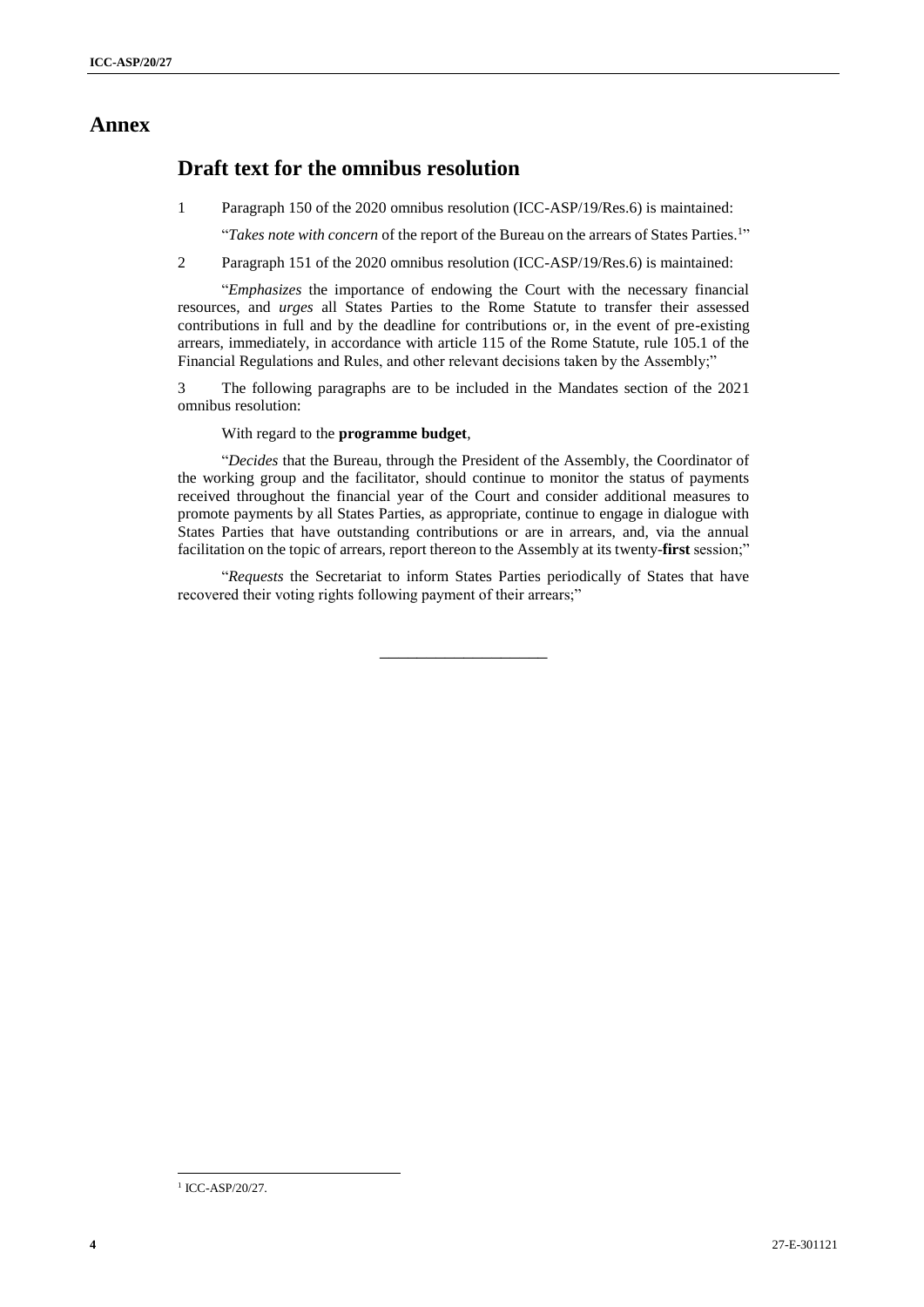# Annex

## Draft text for the omnibus resolution

1 Paragraph 150 of the 2020 omnibus resolution (ICC-ASP/19/Res.6) is maintained:

"*Takes note with concern* of the report of the Bureau on the arrears of States Parties.[1]"

2 Paragraph 151 of the 2020 omnibus resolution (ICC-ASP/19/Res.6) is maintained:

"*Emphasizes* the importance of endowing the Court with the necessary financial resources, and *urges* all States Parties to the Rome Statute to transfer their assessed contributions in full and by the deadline for contributions or, in the event of pre-existing arrears, immediately, in accordance with article 115 of the Rome Statute, rule 105.1 of the Financial Regulations and Rules, and other relevant decisions taken by the Assembly;"

3 The following paragraphs are to be included in the Mandates section of the 2021 omnibus resolution:

With regard to the **programme budget**,

"*Decides* that the Bureau, through the President of the Assembly, the Coordinator of the working group and the facilitator, should continue to monitor the status of payments received throughout the financial year of the Court and consider additional measures to promote payments by all States Parties, as appropriate, continue to engage in dialogue with States Parties that have outstanding contributions or are in arrears, and, via the annual facilitation on the topic of arrears, report thereon to the Assembly at its twenty-**first** session;"

"*Requests* the Secretariat to inform States Parties periodically of States that have recovered their voting rights following payment of their arrears;"

---

[1] ICC-ASP/20/27.